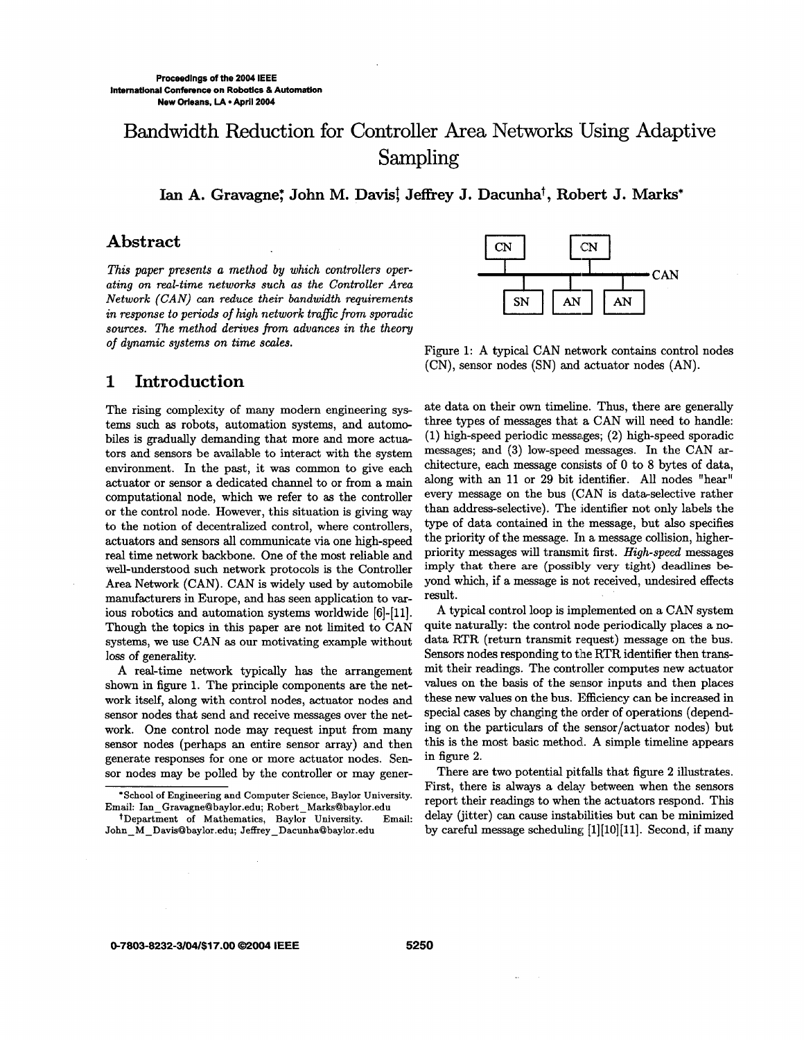# Bandwidth Reduction for Controller Area Networks Using Adaptive Sampling

**Ian A. Gravagne*, John M. Davis†, Jeffrey J. Dacunha†, Robert J. Marks***

## Abstract

*This paper presents a method by which controllers operating on real-time networks such as the Controller Area Network (CAN) can reduce their bandwidth requirements in response to periods of high network traffic from sporadic sources. The method derives from advances in the theory of dynamic systems on time scales.*

## 1 Introduction

The rising complexity of many modern engineering systems such as robots, automation systems, and automobiles is gradually demanding that more and more actuators and sensors be available to interact with the system environment. In the past, it was common to give each actuator or sensor a dedicated channel to or from a main computational node, which we refer to as the controller or the control node. However, this situation is giving way to the notion of decentralized control, where controllers, actuators and sensors all communicate via one high-speed real time network backbone. One of the most reliable and well-understood such network protocols is the Controller Area Network (CAN). CAN is widely used by automobile manufacturers in Europe, and has seen application to various robotics and automation systems worldwide [6]-[11]. Though the topics in this paper are not limited to CAN systems, we use CAN as our motivating example without loss of generality.

A real-time network typically has the arrangement shown in figure 1. The principle components are the network itself, along with control nodes, actuator nodes and sensor nodes that send and receive messages over the network. One control node may request input from many sensor nodes (perhaps an entire sensor array) and then generate responses for one or more actuator nodes. Sensor nodes may be polled by the controller or may generate data on their own timeline. Thus, there are generally three types of messages that a CAN will need to handle: (1) high-speed periodic messages; (2) high-speed sporadic messages; and (3) low-speed messages. In the CAN architecture, each message consists of 0 to 8 bytes of data, along with an 11 or 29 bit identifier. All nodes "hear" every message on the bus (CAN is data-selective rather than address-selective). The identifier not only labels the type of data contained in the message, but also specifies the priority of the message. In a message collision, higher-priority messages will transmit first. *High-speed* messages imply that there are (possibly very tight) deadlines beyond which, if a message is not received, undesired effects result.

Figure 1: A typical CAN network contains control nodes (CN), sensor nodes (SN) and actuator nodes (AN).

A typical control loop is implemented on a CAN system quite naturally: the control node periodically places a no-data RTR (return transmit request) message on the bus. Sensors nodes responding to the RTR identifier then transmit their readings. The controller computes new actuator values on the basis of the sensor inputs and then places these new values on the bus. Efficiency can be increased in special cases by changing the order of operations (depending on the particulars of the sensor/actuator nodes) but this is the most basic method. A simple timeline appears in figure 2.

There are two potential pitfalls that figure 2 illustrates. First, there is always a delay between when the sensors report their readings to when the actuators respond. This delay (jitter) can cause instabilities but can be minimized by careful message scheduling [1][10][11]. Second, if many

*School of Engineering and Computer Science, Baylor University. Email: Ian_Gravagne@baylor.edu; Robert_Marks@baylor.edu

†Department of Mathematics, Baylor University. Email: John_M_Davis@baylor.edu; Jeffrey_Dacunha@baylor.edu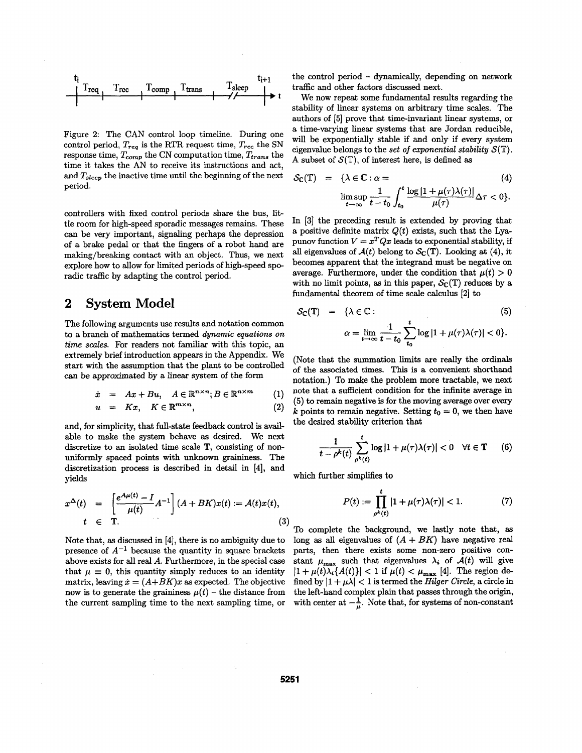Figure 2: The CAN control loop timeline. During one control period, $T_{req}$ is the RTR request time, $T_{rec}$ the SN response time, $T_{comp}$ the CN computation time, $T_{trans}$ the time it takes the AN to receive its instructions and act, and $T_{sleep}$ the inactive time until the beginning of the next period.

controllers with fixed control periods share the bus, little room for high-speed sporadic messages remains. These can be very important, signaling perhaps the depression of a brake pedal or that the fingers of a robot hand are making/breaking contact with an object. Thus, we next explore how to allow for limited periods of high-speed sporadic traffic by adapting the control period.

## 2 System Model

The following arguments use results and notation common to a branch of mathematics termed *dynamic equations on time scales*. For readers not familiar with this topic, an extremely brief introduction appears in the Appendix. We start with the assumption that the plant to be controlled can be approximated by a linear system of the form

$$\dot{x} = Ax + Bu, \quad A \in \mathbb{R}^{n \times n}; B \in \mathbb{R}^{n \times m} \tag{1}$$

$$u = Kx, \quad K \in \mathbb{R}^{m \times n}, \tag{2}$$

and, for simplicity, that full-state feedback control is available to make the system behave as desired. We next discretize to an isolated time scale $\mathbb{T}$, consisting of non-uniformly spaced points with unknown graininess. The discretization process is described in detail in [4], and yields

$$x^{\Delta}(t) = \left[\frac{e^{A\mu(t)} - I}{\mu(t)} A^{-1}\right](A + BK)x(t) := \mathcal{A}(t)x(t), \quad t \in \mathbb{T}. \tag{3}$$

Note that, as discussed in [4], there is no ambiguity due to presence of $A^{-1}$ because the quantity in square brackets above exists for all real $A$. Furthermore, in the special case that $\mu \equiv 0$, this quantity simply reduces to an identity matrix, leaving $\dot{x} = (A+BK)x$ as expected. The objective now is to generate the graininess $\mu(t)$ – the distance from the current sampling time to the next sampling time, or the control period – dynamically, depending on network traffic and other factors discussed next.

We now repeat some fundamental results regarding the stability of linear systems on arbitrary time scales. The authors of [5] prove that time-invariant linear systems, or a time-varying linear systems that are Jordan reducible, will be exponentially stable if and only if every system eigenvalue belongs to the *set of exponential stability* $\mathcal{S}(\mathbb{T})$. A subset of $\mathcal{S}(\mathbb{T})$, of interest here, is defined as

$$\mathcal{S}_{\mathbb{C}}(\mathbb{T}) = \{\lambda \in \mathbb{C} : \alpha = \limsup_{t \to \infty} \frac{1}{t - t_0} \int_{t_0}^{t} \frac{\log|1 + \mu(\tau)\lambda(\tau)|}{\mu(\tau)} \Delta\tau < 0\}. \tag{4}$$

In [3] the preceding result is extended by proving that a positive definite matrix $Q(t)$ exists, such that the Lyapunov function $V = x^T Q x$ leads to exponential stability, if all eigenvalues of $\mathcal{A}(t)$ belong to $\mathcal{S}_{\mathbb{C}}(\mathbb{T})$. Looking at (4), it becomes apparent that the integrand must be negative on average. Furthermore, under the condition that $\mu(t) > 0$ with no limit points, as in this paper, $\mathcal{S}_{\mathbb{C}}(\mathbb{T})$ reduces by a fundamental theorem of time scale calculus [2] to

$$\mathcal{S}_{\mathbb{C}}(\mathbb{T}) = \{\lambda \in \mathbb{C} : \alpha = \lim_{t \to \infty} \frac{1}{t - t_0} \sum_{t_0}^{t} \log|1 + \mu(\tau)\lambda(\tau)| < 0\}. \tag{5}$$

(Note that the summation limits are really the ordinals of the associated times. This is a convenient shorthand notation.) To make the problem more tractable, we next note that a sufficient condition for the infinite average in (5) to remain negative is for the moving average over every $k$ points to remain negative. Setting $t_0 = 0$, we then have the desired stability criterion that

$$\frac{1}{t - \rho^k(t)} \sum_{\rho^k(t)}^{t} \log|1 + \mu(\tau)\lambda(\tau)| < 0 \quad \forall t \in \mathbb{T} \tag{6}$$

which further simplifies to

$$P(t) := \prod_{\rho^k(t)}^{t} |1 + \mu(\tau)\lambda(\tau)| < 1. \tag{7}$$

To complete the background, we lastly note that, as long as all eigenvalues of $(A + BK)$ have negative real parts, then there exists some non-zero positive constant $\mu_{\max}$ such that eigenvalues $\lambda_i$ of $\mathcal{A}(t)$ will give $|1 + \mu(t)\lambda_i\{\mathcal{A}(t)\}| < 1$ if $\mu(t) < \mu_{\max}$ [4]. The region defined by $|1 + \mu\lambda| < 1$ is termed the *Hilger Circle*, a circle in the left-hand complex plain that passes through the origin, with center at $-\frac{1}{\mu}$. Note that, for systems of non-constant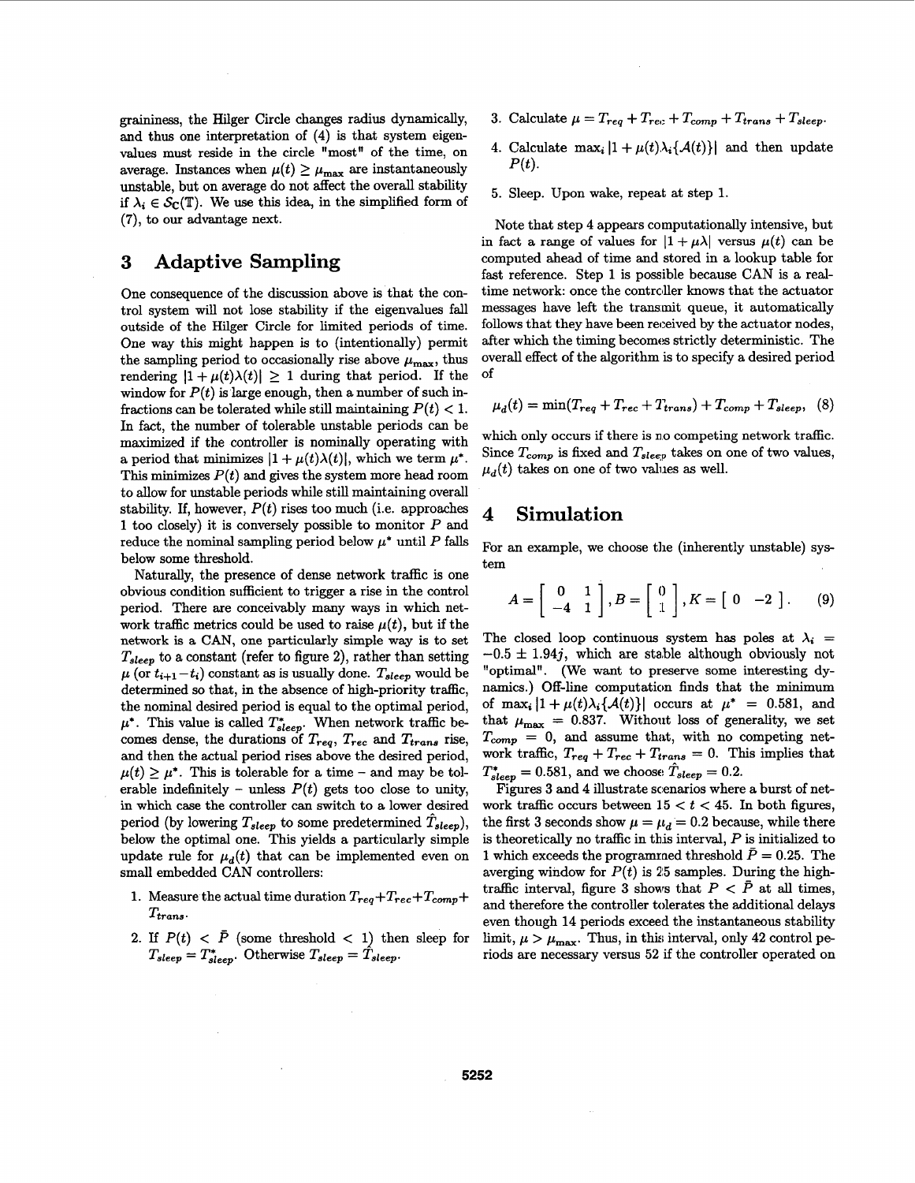graininess, the Hilger Circle changes radius dynamically, and thus one interpretation of (4) is that system eigenvalues must reside in the circle "most" of the time, on average. Instances when $\mu(t) \geq \mu_{\max}$ are instantaneously unstable, but on average do not affect the overall stability if $\lambda_i \in \mathcal{S}_{\mathbb{C}}(\mathbb{T})$. We use this idea, in the simplified form of (7), to our advantage next.

# 3 Adaptive Sampling

One consequence of the discussion above is that the control system will not lose stability if the eigenvalues fall outside of the Hilger Circle for limited periods of time. One way this might happen is to (intentionally) permit the sampling period to occasionally rise above $\mu_{\max}$, thus rendering $|1 + \mu(t)\lambda(t)| \geq 1$ during that period. If the window for $P(t)$ is large enough, then a number of such infractions can be tolerated while still maintaining $P(t) < 1$. In fact, the number of tolerable unstable periods can be maximized if the controller is nominally operating with a period that minimizes $|1 + \mu(t)\lambda(t)|$, which we term $\mu^*$. This minimizes $P(t)$ and gives the system more head room to allow for unstable periods while still maintaining overall stability. If, however, $P(t)$ rises too much (i.e. approaches 1 too closely) it is conversely possible to monitor $P$ and reduce the nominal sampling period below $\mu^*$ until $P$ falls below some threshold.

Naturally, the presence of dense network traffic is one obvious condition sufficient to trigger a rise in the control period. There are conceivably many ways in which network traffic metrics could be used to raise $\mu(t)$, but if the network is a CAN, one particularly simple way is to set $T_{sleep}$ to a constant (refer to figure 2), rather than setting $\mu$ (or $t_{i+1} - t_i$) constant as is usually done. $T_{sleep}$ would be determined so that, in the absence of high-priority traffic, the nominal desired period is equal to the optimal period, $\mu^*$. This value is called $T^*_{sleep}$. When network traffic becomes dense, the durations of $T_{req}$, $T_{rec}$ and $T_{trans}$ rise, and then the actual period rises above the desired period, $\mu(t) \geq \mu^*$. This is tolerable for a time – and may be tolerable indefinitely – unless $P(t)$ gets too close to unity, in which case the controller can switch to a lower desired period (by lowering $T_{sleep}$ to some predetermined $\hat{T}_{sleep}$), below the optimal one. This yields a particularly simple update rule for $\mu_d(t)$ that can be implemented even on small embedded CAN controllers:

1. Measure the actual time duration $T_{req} + T_{rec} + T_{comp} + T_{trans}$.
2. If $P(t) < \bar{P}$ (some threshold $< 1$) then sleep for $T_{sleep} = T^*_{sleep}$. Otherwise $T_{sleep} = \hat{T}_{sleep}$.
3. Calculate $\mu = T_{req} + T_{rec} + T_{comp} + T_{trans} + T_{sleep}$.
4. Calculate $\max_i |1 + \mu(t)\lambda_i\{\mathcal{A}(t)\}|$ and then update $P(t)$.
5. Sleep. Upon wake, repeat at step 1.

Note that step 4 appears computationally intensive, but in fact a range of values for $|1 + \mu\lambda|$ versus $\mu(t)$ can be computed ahead of time and stored in a lookup table for fast reference. Step 1 is possible because CAN is a real-time network: once the controller knows that the actuator messages have left the transmit queue, it automatically follows that they have been received by the actuator nodes, after which the timing becomes strictly deterministic. The overall effect of the algorithm is to specify a desired period of

$$\mu_d(t) = \min(T_{req} + T_{rec} + T_{trans}) + T_{comp} + T_{sleep}, \quad (8)$$

which only occurs if there is no competing network traffic. Since $T_{comp}$ is fixed and $T_{sleep}$ takes on one of two values, $\mu_d(t)$ takes on one of two values as well.

# 4 Simulation

For an example, we choose the (inherently unstable) system

$$A = \begin{bmatrix} 0 & 1 \\ -4 & 1 \end{bmatrix}, B = \begin{bmatrix} 0 \\ 1 \end{bmatrix}, K = \begin{bmatrix} 0 & -2 \end{bmatrix}. \quad (9)$$

The closed loop continuous system has poles at $\lambda_i = -0.5 \pm 1.94j$, which are stable although obviously not "optimal". (We want to preserve some interesting dynamics.) Off-line computation finds that the minimum of $\max_i |1 + \mu(t)\lambda_i\{\mathcal{A}(t)\}|$ occurs at $\mu^* = 0.581$, and that $\mu_{\max} = 0.837$. Without loss of generality, we set $T_{comp} = 0$, and assume that, with no competing network traffic, $T_{req} + T_{rec} + T_{trans} = 0$. This implies that $T^*_{sleep} = 0.581$, and we choose $\hat{T}_{sleep} = 0.2$.

Figures 3 and 4 illustrate scenarios where a burst of network traffic occurs between $15 < t < 45$. In both figures, the first 3 seconds show $\mu = \mu_d = 0.2$ because, while there is theoretically no traffic in this interval, $P$ is initialized to 1 which exceeds the programmed threshold $\bar{P} = 0.25$. The averging window for $P(t)$ is 25 samples. During the high-traffic interval, figure 3 shows that $P < \bar{P}$ at all times, and therefore the controller tolerates the additional delays even though 14 periods exceed the instantaneous stability limit, $\mu > \mu_{\max}$. Thus, in this interval, only 42 control periods are necessary versus 52 if the controller operated on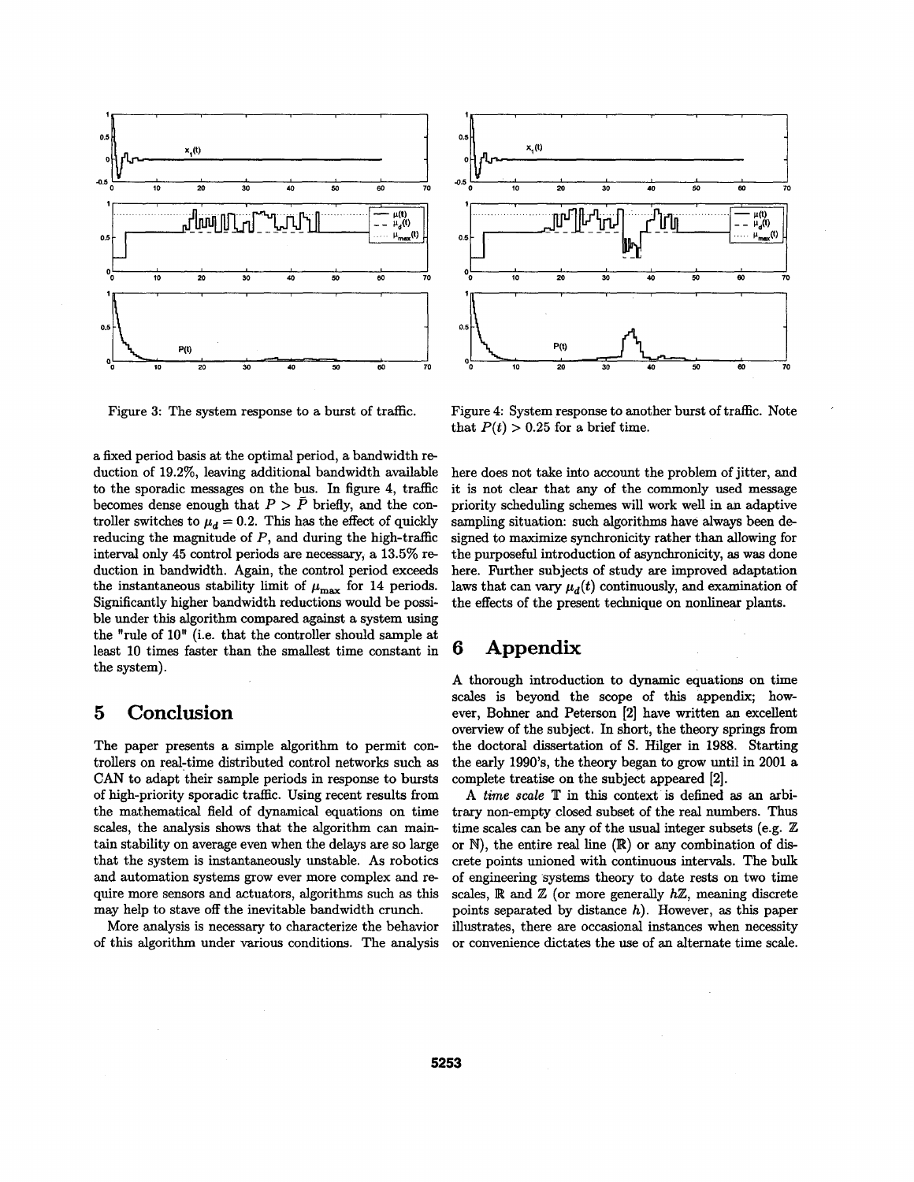Figure 3: The system response to a burst of traffic.

Figure 4: System response to another burst of traffic. Note that $P(t) > 0.25$ for a brief time.

a fixed period basis at the optimal period, a bandwidth reduction of 19.2%, leaving additional bandwidth available to the sporadic messages on the bus. In figure 4, traffic becomes dense enough that $P > \bar{P}$ briefly, and the controller switches to $\mu_d = 0.2$. This has the effect of quickly reducing the magnitude of $P$, and during the high-traffic interval only 45 control periods are necessary, a 13.5% reduction in bandwidth. Again, the control period exceeds the instantaneous stability limit of $\mu_{\max}$ for 14 periods. Significantly higher bandwidth reductions would be possible under this algorithm compared against a system using the "rule of 10" (i.e. that the controller should sample at least 10 times faster than the smallest time constant in the system).

# 5 Conclusion

The paper presents a simple algorithm to permit controllers on real-time distributed control networks such as CAN to adapt their sample periods in response to bursts of high-priority sporadic traffic. Using recent results from the mathematical field of dynamical equations on time scales, the analysis shows that the algorithm can maintain stability on average even when the delays are so large that the system is instantaneously unstable. As robotics and automation systems grow ever more complex and require more sensors and actuators, algorithms such as this may help to stave off the inevitable bandwidth crunch.

More analysis is necessary to characterize the behavior of this algorithm under various conditions. The analysis here does not take into account the problem of jitter, and it is not clear that any of the commonly used message priority scheduling schemes will work well in an adaptive sampling situation: such algorithms have always been designed to maximize synchronicity rather than allowing for the purposeful introduction of asynchronicity, as was done here. Further subjects of study are improved adaptation laws that can vary $\mu_d(t)$ continuously, and examination of the effects of the present technique on nonlinear plants.

# 6 Appendix

A thorough introduction to dynamic equations on time scales is beyond the scope of this appendix; however, Bohner and Peterson [2] have written an excellent overview of the subject. In short, the theory springs from the doctoral dissertation of S. Hilger in 1988. Starting the early 1990's, the theory began to grow until in 2001 a complete treatise on the subject appeared [2].

A *time scale* $\mathbb{T}$ in this context is defined as an arbitrary non-empty closed subset of the real numbers. Thus time scales can be any of the usual integer subsets (e.g. $\mathbb{Z}$ or $\mathbb{N}$), the entire real line ($\mathbb{R}$) or any combination of discrete points unioned with continuous intervals. The bulk of engineering systems theory to date rests on two time scales, $\mathbb{R}$ and $\mathbb{Z}$ (or more generally $h\mathbb{Z}$, meaning discrete points separated by distance $h$). However, as this paper illustrates, there are occasional instances when necessity or convenience dictates the use of an alternate time scale.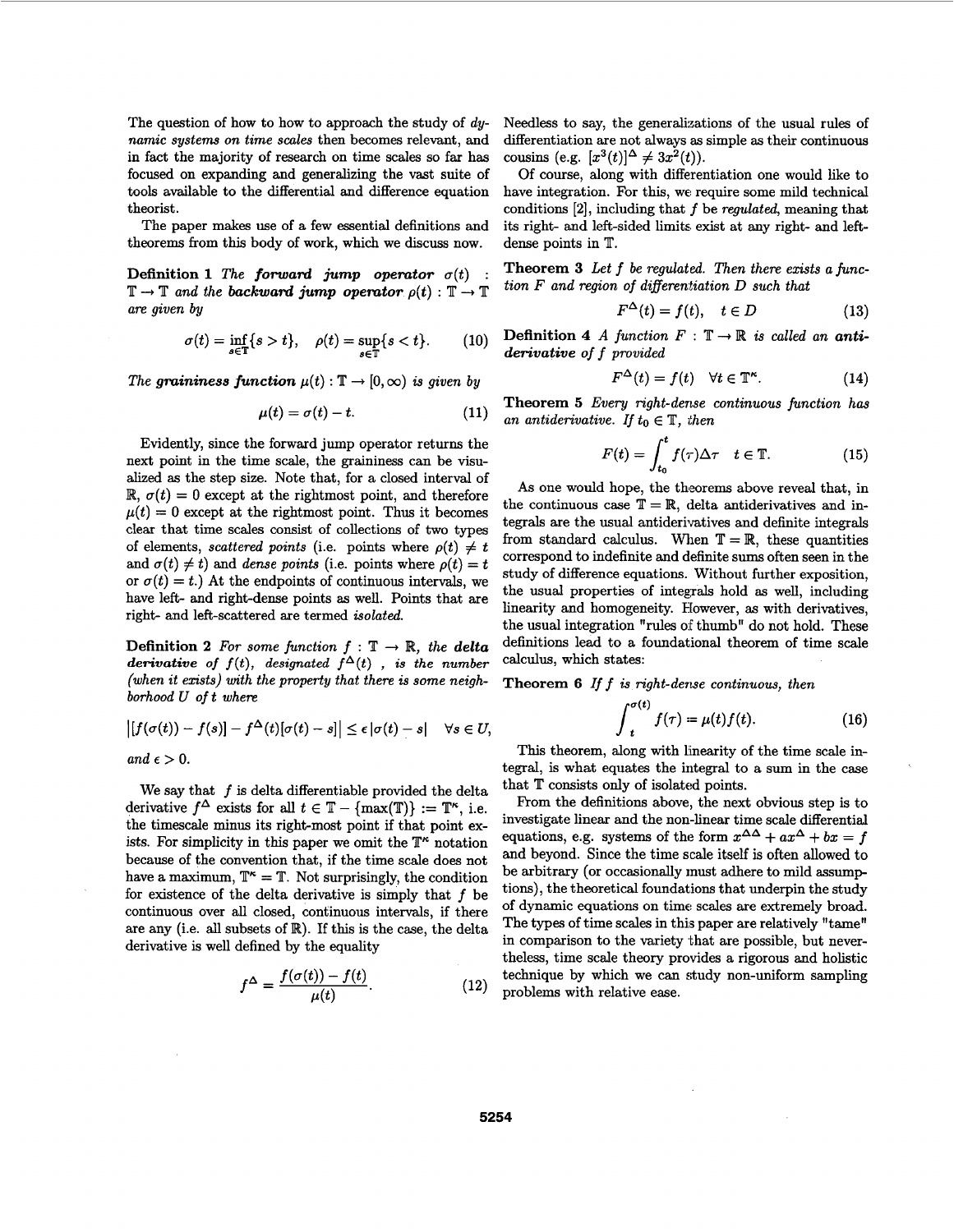The question of how to how to approach the study of *dynamic systems on time scales* then becomes relevant, and in fact the majority of research on time scales so far has focused on expanding and generalizing the vast suite of tools available to the differential and difference equation theorist.

The paper makes use of a few essential definitions and theorems from this body of work, which we discuss now.

**Definition 1** *The* ***forward jump operator*** $\sigma(t) : \mathbb{T} \to \mathbb{T}$ *and the* ***backward jump operator*** $\rho(t) : \mathbb{T} \to \mathbb{T}$ *are given by*

$$\sigma(t) = \inf_{s \in \mathbb{T}}\{s > t\}, \quad \rho(t) = \sup_{s \in \mathbb{T}}\{s < t\}. \tag{10}$$

*The* ***graininess function*** $\mu(t) : \mathbb{T} \to [0, \infty)$ *is given by*

$$\mu(t) = \sigma(t) - t. \tag{11}$$

Evidently, since the forward jump operator returns the next point in the time scale, the graininess can be visualized as the step size. Note that, for a closed interval of $\mathbb{R}$, $\sigma(t) = 0$ except at the rightmost point, and therefore $\mu(t) = 0$ except at the rightmost point. Thus it becomes clear that time scales consist of collections of two types of elements, *scattered points* (i.e. points where $\rho(t) \neq t$ and $\sigma(t) \neq t$) and *dense points* (i.e. points where $\rho(t) = t$ or $\sigma(t) = t$.) At the endpoints of continuous intervals, we have left- and right-dense points as well. Points that are right- and left-scattered are termed *isolated*.

**Definition 2** *For some function* $f : \mathbb{T} \to \mathbb{R}$*, the* ***delta derivative*** *of* $f(t)$*, designated* $f^{\Delta}(t)$ *, is the number (when it exists) with the property that there is some neighborhood* $U$ *of* $t$ *where*

$$\left|[f(\sigma(t)) - f(s)] - f^{\Delta}(t)[\sigma(t) - s]\right| \leq \epsilon\,|\sigma(t) - s| \quad \forall s \in U,$$

*and* $\epsilon > 0$.

We say that $f$ is delta differentiable provided the delta derivative $f^{\Delta}$ exists for all $t \in \mathbb{T} - \{\max(\mathbb{T})\} := \mathbb{T}^{\kappa}$, i.e. the timescale minus its right-most point if that point exists. For simplicity in this paper we omit the $\mathbb{T}^{\kappa}$ notation because of the convention that, if the time scale does not have a maximum, $\mathbb{T}^{\kappa} = \mathbb{T}$. Not surprisingly, the condition for existence of the delta derivative is simply that $f$ be continuous over all closed, continuous intervals, if there are any (i.e. all subsets of $\mathbb{R}$). If this is the case, the delta derivative is well defined by the equality

$$f^{\Delta} = \frac{f(\sigma(t)) - f(t)}{\mu(t)}. \tag{12}$$

Needless to say, the generalizations of the usual rules of differentiation are not always as simple as their continuous cousins (e.g. $[x^3(t)]^{\Delta} \neq 3x^2(t)$).

Of course, along with differentiation one would like to have integration. For this, we require some mild technical conditions [2], including that $f$ be *regulated*, meaning that its right- and left-sided limits exist at any right- and left-dense points in $\mathbb{T}$.

**Theorem 3** *Let* $f$ *be regulated. Then there exists a function* $F$ *and region of differentiation* $D$ *such that*

$$F^{\Delta}(t) = f(t), \quad t \in D \tag{13}$$

**Definition 4** *A function* $F : \mathbb{T} \to \mathbb{R}$ *is called an* ***antiderivative*** *of* $f$ *provided*

$$F^{\Delta}(t) = f(t) \quad \forall t \in \mathbb{T}^{\kappa}. \tag{14}$$

**Theorem 5** *Every right-dense continuous function has an antiderivative. If* $t_0 \in \mathbb{T}$*, then*

$$F(t) = \int_{t_0}^{t} f(\tau)\Delta\tau \quad t \in \mathbb{T}. \tag{15}$$

As one would hope, the theorems above reveal that, in the continuous case $\mathbb{T} = \mathbb{R}$, delta antiderivatives and integrals are the usual antiderivatives and definite integrals from standard calculus. When $\mathbb{T} = \mathbb{R}$, these quantities correspond to indefinite and definite sums often seen in the study of difference equations. Without further exposition, the usual properties of integrals hold as well, including linearity and homogeneity. However, as with derivatives, the usual integration "rules of thumb" do not hold. These definitions lead to a foundational theorem of time scale calculus, which states:

**Theorem 6** *If* $f$ *is right-dense continuous, then*

$$\int_{t}^{\sigma(t)} f(\tau) = \mu(t)f(t). \tag{16}$$

This theorem, along with linearity of the time scale integral, is what equates the integral to a sum in the case that $\mathbb{T}$ consists only of isolated points.

From the definitions above, the next obvious step is to investigate linear and the non-linear time scale differential equations, e.g. systems of the form $x^{\Delta\Delta} + ax^{\Delta} + bx = f$ and beyond. Since the time scale itself is often allowed to be arbitrary (or occasionally must adhere to mild assumptions), the theoretical foundations that underpin the study of dynamic equations on time scales are extremely broad. The types of time scales in this paper are relatively "tame" in comparison to the variety that are possible, but nevertheless, time scale theory provides a rigorous and holistic technique by which we can study non-uniform sampling problems with relative ease.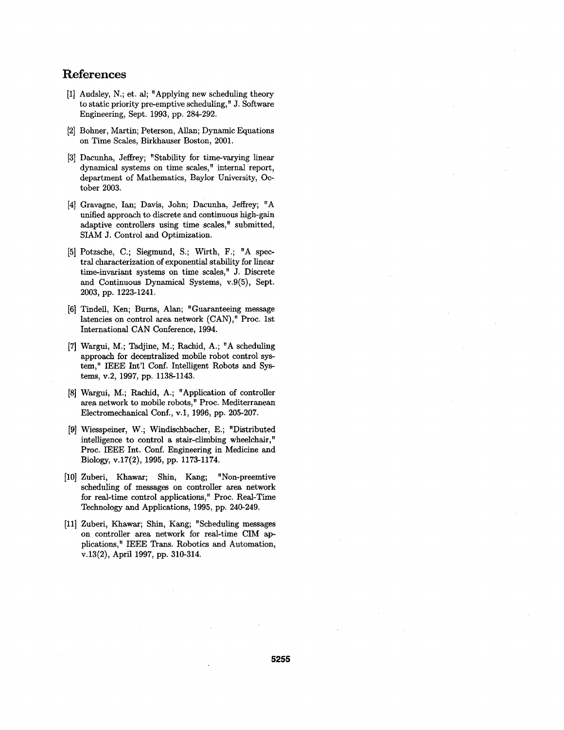## References

[1] Audsley, N.; et. al; "Applying new scheduling theory to static priority pre-emptive scheduling," J. Software Engineering, Sept. 1993, pp. 284-292.

[2] Bohner, Martin; Peterson, Allan; Dynamic Equations on Time Scales, Birkhauser Boston, 2001.

[3] Dacunha, Jeffrey; "Stability for time-varying linear dynamical systems on time scales," internal report, department of Mathematics, Baylor University, October 2003.

[4] Gravagne, Ian; Davis, John; Dacunha, Jeffrey; "A unified approach to discrete and continuous high-gain adaptive controllers using time scales," submitted, SIAM J. Control and Optimization.

[5] Potzsche, C.; Siegmund, S.; Wirth, F.; "A spectral characterization of exponential stability for linear time-invariant systems on time scales," J. Discrete and Continuous Dynamical Systems, v.9(5), Sept. 2003, pp. 1223-1241.

[6] Tindell, Ken; Burns, Alan; "Guaranteeing message latencies on control area network (CAN)," Proc. 1st International CAN Conference, 1994.

[7] Wargui, M.; Tadjine, M.; Rachid, A.; "A scheduling approach for decentralized mobile robot control system," IEEE Int'l Conf. Intelligent Robots and Systems, v.2, 1997, pp. 1138-1143.

[8] Wargui, M.; Rachid, A.; "Application of controller area network to mobile robots," Proc. Mediterranean Electromechanical Conf., v.1, 1996, pp. 205-207.

[9] Wiesspeiner, W.; Windischbacher, E.; "Distributed intelligence to control a stair-climbing wheelchair," Proc. IEEE Int. Conf. Engineering in Medicine and Biology, v.17(2), 1995, pp. 1173-1174.

[10] Zuberi, Khawar; Shin, Kang; "Non-preemtive scheduling of messages on controller area network for real-time control applications," Proc. Real-Time Technology and Applications, 1995, pp. 240-249.

[11] Zuberi, Khawar; Shin, Kang; "Scheduling messages on controller area network for real-time CIM applications," IEEE Trans. Robotics and Automation, v.13(2), April 1997, pp. 310-314.